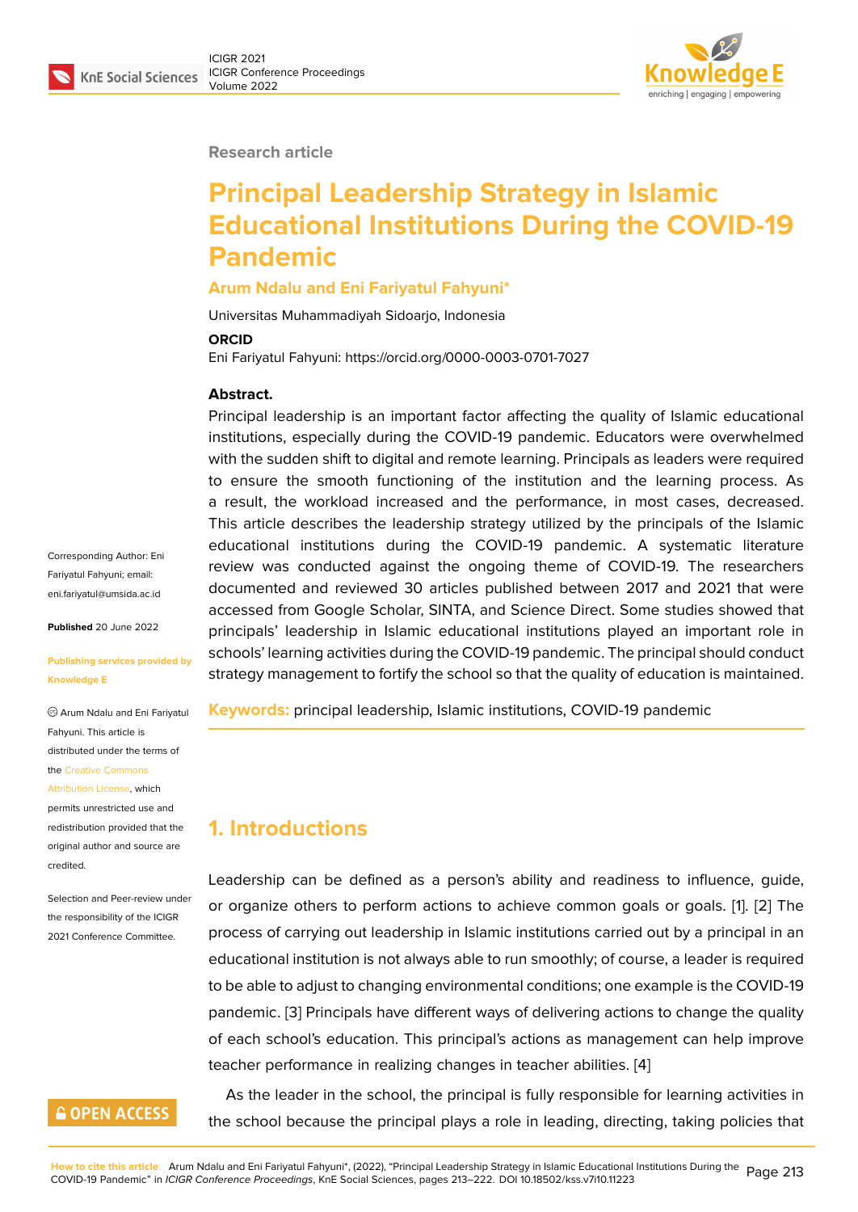Research article

# Principal Leadership Strategy in Islamic Educational Institutions During the COVID-19 Pandemic

**Arum Ndalu and Eni Fariyatul Fahyuni***

Universitas Muhammadiyah Sidoarjo, Indonesia

**ORCID**

Eni Fariyatul Fahyuni: https://orcid.org/0000-0003-0701-7027

**Abstract.**

Principal leadership is an important factor affecting the quality of Islamic educational institutions, especially during the COVID-19 pandemic. Educators were overwhelmed with the sudden shift to digital and remote learning. Principals as leaders were required to ensure the smooth functioning of the institution and the learning process. As a result, the workload increased and the performance, in most cases, decreased. This article describes the leadership strategy utilized by the principals of the Islamic educational institutions during the COVID-19 pandemic. A systematic literature review was conducted against the ongoing theme of COVID-19. The researchers documented and reviewed 30 articles published between 2017 and 2021 that were accessed from Google Scholar, SINTA, and Science Direct. Some studies showed that principals' leadership in Islamic educational institutions played an important role in schools' learning activities during the COVID-19 pandemic. The principal should conduct strategy management to fortify the school so that the quality of education is maintained.

**Keywords:** principal leadership, Islamic institutions, COVID-19 pandemic

Corresponding Author: Eni Fariyatul Fahyuni; email: eni.fariyatul@umsida.ac.id

**Published** 20 June 2022

**Publishing services provided by Knowledge E**

© Arum Ndalu and Eni Fariyatul Fahyuni. This article is distributed under the terms of the Creative Commons Attribution License, which permits unrestricted use and redistribution provided that the original author and source are credited.

Selection and Peer-review under the responsibility of the ICIGR 2021 Conference Committee.

## 1. Introductions

Leadership can be defined as a person's ability and readiness to influence, guide, or organize others to perform actions to achieve common goals or goals. [1]. [2] The process of carrying out leadership in Islamic institutions carried out by a principal in an educational institution is not always able to run smoothly; of course, a leader is required to be able to adjust to changing environmental conditions; one example is the COVID-19 pandemic. [3] Principals have different ways of delivering actions to change the quality of each school's education. This principal's actions as management can help improve teacher performance in realizing changes in teacher abilities. [4]

As the leader in the school, the principal is fully responsible for learning activities in the school because the principal plays a role in leading, directing, taking policies that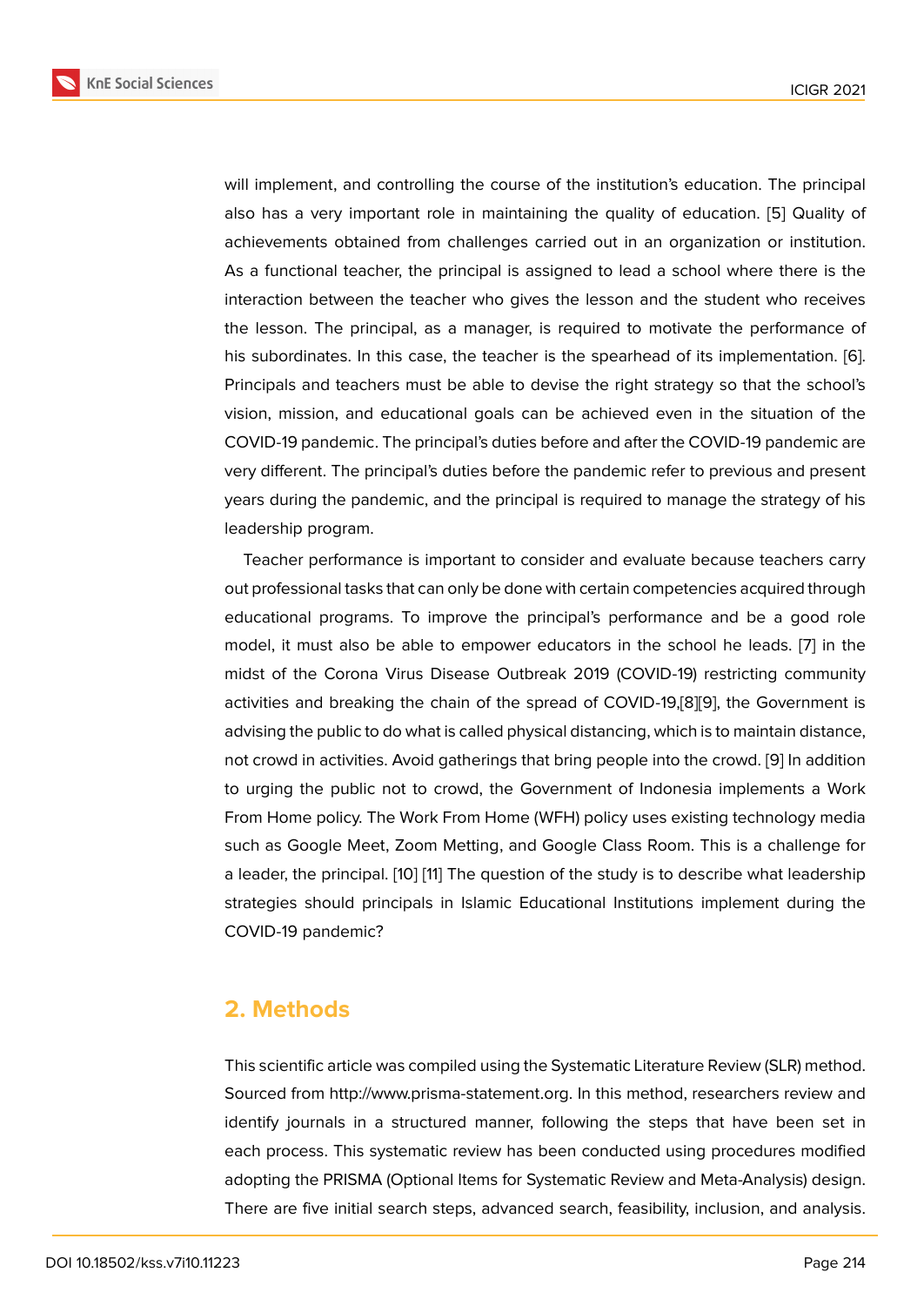will implement, and controlling the course of the institution's education. The principal also has a very important role in maintaining the quality of education. [5] Quality of achievements obtained from challenges carried out in an organization or institution. As a functional teacher, the principal is assigned to lead a school where there is the interaction between the teacher who gives the lesson and the student who receives the lesson. The principal, as a manager, is required to motivate the performance of his subordinates. In this case, the teacher is the spearhead of its implementation. [6]. Principals and teachers must be able to devise the right strategy so that the school's vision, mission, and educational goals can be achieved even in the situation of the COVID-19 pandemic. The principal's duties before and after the COVID-19 pandemic are very different. The principal's duties before the pandemic refer to previous and present years during the pandemic, and the principal is required to manage the strategy of his leadership program.

Teacher performance is important to consider and evaluate because teachers carry out professional tasks that can only be done with certain competencies acquired through educational programs. To improve the principal's performance and be a good role model, it must also be able to empower educators in the school he leads. [7] in the midst of the Corona Virus Disease Outbreak 2019 (COVID-19) restricting community activities and breaking the chain of the spread of COVID-19,[8][9], the Government is advising the public to do what is called physical distancing, which is to maintain distance, not crowd in activities. Avoid gatherings that bring people into the crowd. [9] In addition to urging the public not to crowd, the Government of Indonesia implements a Work From Home policy. The Work From Home (WFH) policy uses existing technology media such as Google Meet, Zoom Metting, and Google Class Room. This is a challenge for a leader, the principal. [10] [11] The question of the study is to describe what leadership strategies should principals in Islamic Educational Institutions implement during the COVID-19 pandemic?

## 2. Methods

This scientific article was compiled using the Systematic Literature Review (SLR) method. Sourced from http://www.prisma-statement.org. In this method, researchers review and identify journals in a structured manner, following the steps that have been set in each process. This systematic review has been conducted using procedures modified adopting the PRISMA (Optional Items for Systematic Review and Meta-Analysis) design. There are five initial search steps, advanced search, feasibility, inclusion, and analysis.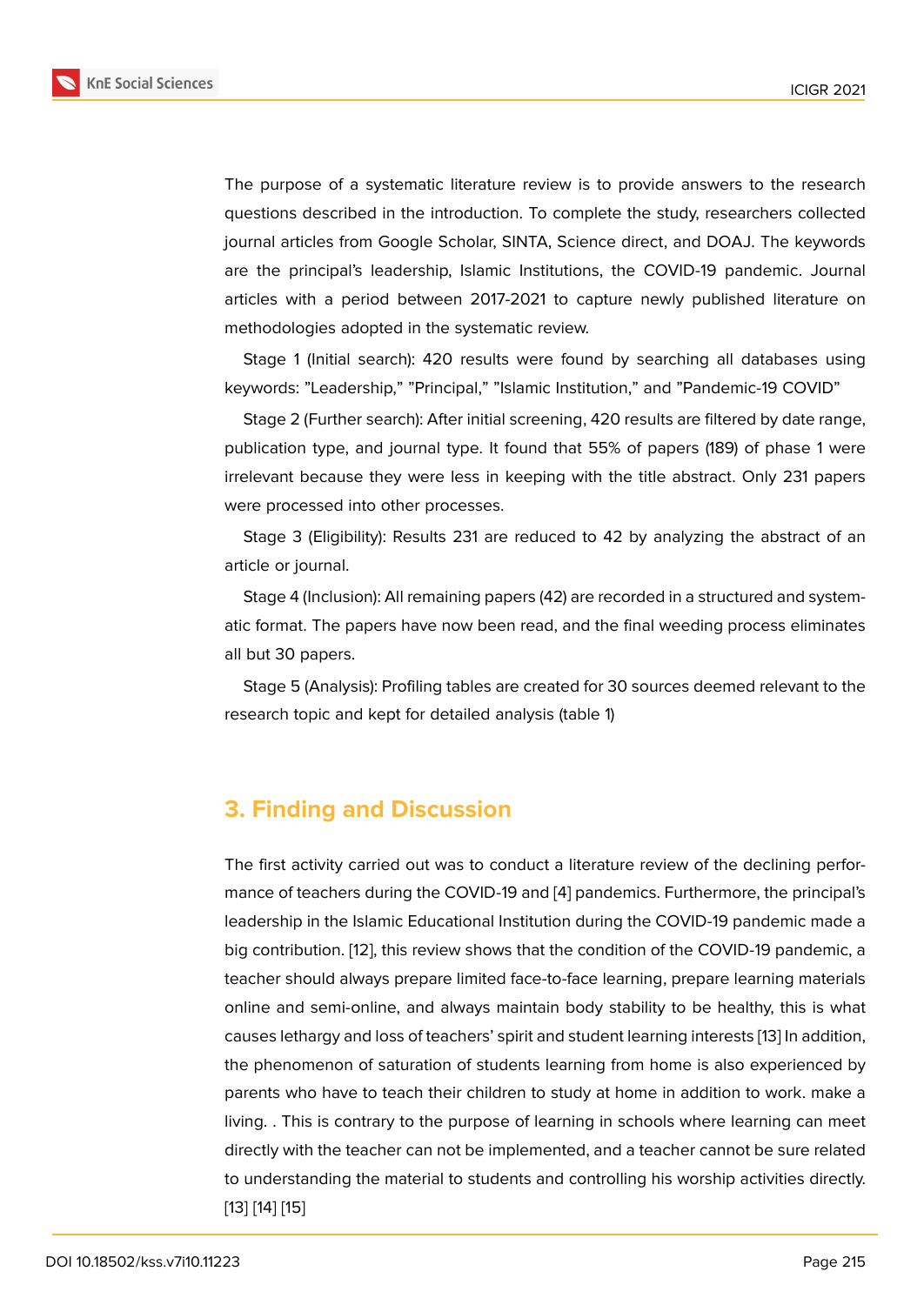The purpose of a systematic literature review is to provide answers to the research questions described in the introduction. To complete the study, researchers collected journal articles from Google Scholar, SINTA, Science direct, and DOAJ. The keywords are the principal's leadership, Islamic Institutions, the COVID-19 pandemic. Journal articles with a period between 2017-2021 to capture newly published literature on methodologies adopted in the systematic review.

Stage 1 (Initial search): 420 results were found by searching all databases using keywords: "Leadership," "Principal," "Islamic Institution," and "Pandemic-19 COVID"

Stage 2 (Further search): After initial screening, 420 results are filtered by date range, publication type, and journal type. It found that 55% of papers (189) of phase 1 were irrelevant because they were less in keeping with the title abstract. Only 231 papers were processed into other processes.

Stage 3 (Eligibility): Results 231 are reduced to 42 by analyzing the abstract of an article or journal.

Stage 4 (Inclusion): All remaining papers (42) are recorded in a structured and systematic format. The papers have now been read, and the final weeding process eliminates all but 30 papers.

Stage 5 (Analysis): Profiling tables are created for 30 sources deemed relevant to the research topic and kept for detailed analysis (table 1)

## 3. Finding and Discussion

The first activity carried out was to conduct a literature review of the declining performance of teachers during the COVID-19 and [4] pandemics. Furthermore, the principal's leadership in the Islamic Educational Institution during the COVID-19 pandemic made a big contribution. [12], this review shows that the condition of the COVID-19 pandemic, a teacher should always prepare limited face-to-face learning, prepare learning materials online and semi-online, and always maintain body stability to be healthy, this is what causes lethargy and loss of teachers' spirit and student learning interests [13] In addition, the phenomenon of saturation of students learning from home is also experienced by parents who have to teach their children to study at home in addition to work. make a living. . This is contrary to the purpose of learning in schools where learning can meet directly with the teacher can not be implemented, and a teacher cannot be sure related to understanding the material to students and controlling his worship activities directly. [13] [14] [15]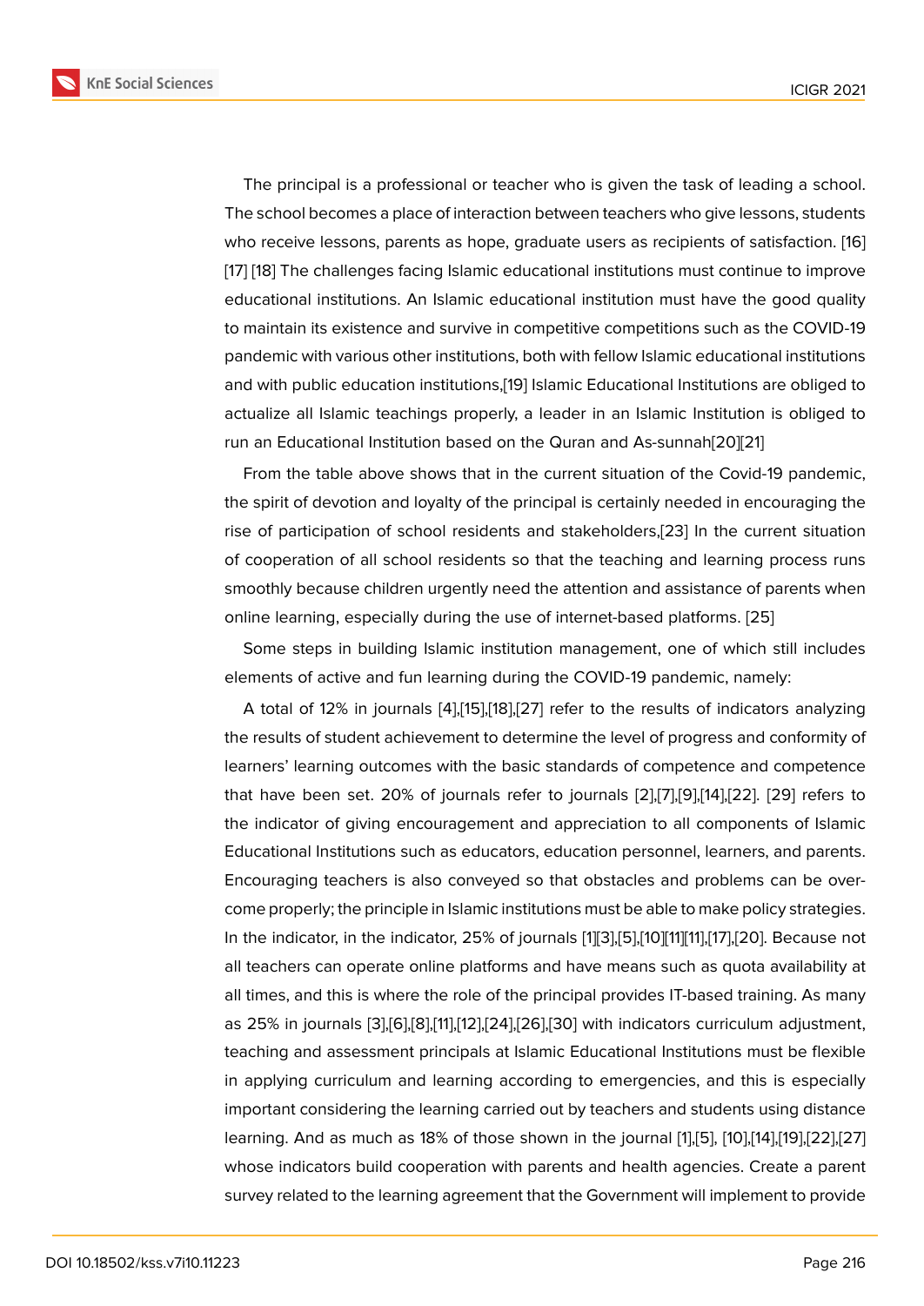The principal is a professional or teacher who is given the task of leading a school. The school becomes a place of interaction between teachers who give lessons, students who receive lessons, parents as hope, graduate users as recipients of satisfaction. [16] [17] [18] The challenges facing Islamic educational institutions must continue to improve educational institutions. An Islamic educational institution must have the good quality to maintain its existence and survive in competitive competitions such as the COVID-19 pandemic with various other institutions, both with fellow Islamic educational institutions and with public education institutions,[19] Islamic Educational Institutions are obliged to actualize all Islamic teachings properly, a leader in an Islamic Institution is obliged to run an Educational Institution based on the Quran and As-sunnah[20][21]

From the table above shows that in the current situation of the Covid-19 pandemic, the spirit of devotion and loyalty of the principal is certainly needed in encouraging the rise of participation of school residents and stakeholders,[23] In the current situation of cooperation of all school residents so that the teaching and learning process runs smoothly because children urgently need the attention and assistance of parents when online learning, especially during the use of internet-based platforms. [25]

Some steps in building Islamic institution management, one of which still includes elements of active and fun learning during the COVID-19 pandemic, namely:

A total of 12% in journals [4],[15],[18],[27] refer to the results of indicators analyzing the results of student achievement to determine the level of progress and conformity of learners' learning outcomes with the basic standards of competence and competence that have been set. 20% of journals refer to journals [2],[7],[9],[14],[22]. [29] refers to the indicator of giving encouragement and appreciation to all components of Islamic Educational Institutions such as educators, education personnel, learners, and parents. Encouraging teachers is also conveyed so that obstacles and problems can be overcome properly; the principle in Islamic institutions must be able to make policy strategies. In the indicator, in the indicator, 25% of journals [1][3],[5],[10][11][11],[17],[20]. Because not all teachers can operate online platforms and have means such as quota availability at all times, and this is where the role of the principal provides IT-based training. As many as 25% in journals [3],[6],[8],[11],[12],[24],[26],[30] with indicators curriculum adjustment, teaching and assessment principals at Islamic Educational Institutions must be flexible in applying curriculum and learning according to emergencies, and this is especially important considering the learning carried out by teachers and students using distance learning. And as much as 18% of those shown in the journal [1],[5], [10],[14],[19],[22],[27] whose indicators build cooperation with parents and health agencies. Create a parent survey related to the learning agreement that the Government will implement to provide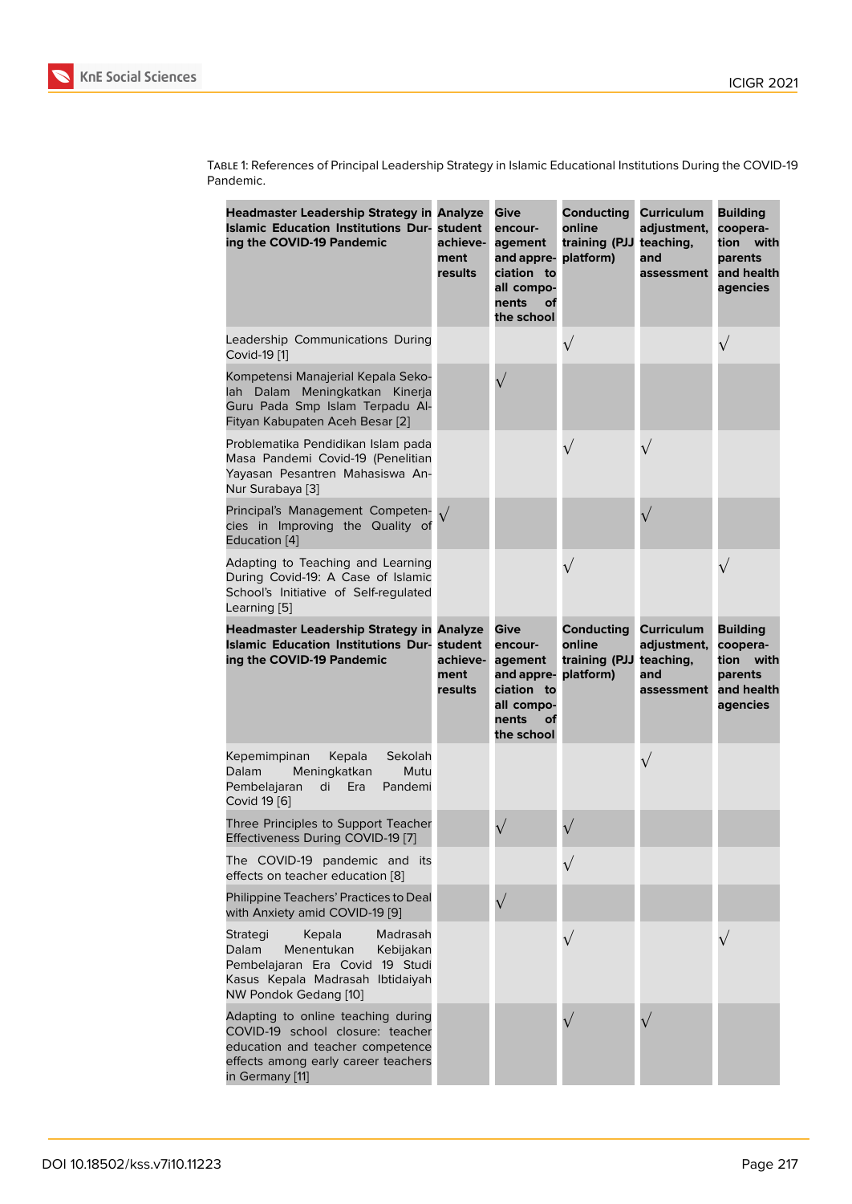Table 1: References of Principal Leadership Strategy in Islamic Educational Institutions During the COVID-19 Pandemic.

| **Headmaster Leadership Strategy in Islamic Education Institutions During the COVID-19 Pandemic** | **Analyze student achievement results** | **Give encouragement and appreciation to all components of the school** | **Conducting online training (PJJ platform)** | **Curriculum adjustment, teaching, and assessment** | **Building cooperation with parents and health agencies** |
|---|---|---|---|---|---|
| Leadership Communications During Covid-19 [1] | | | √ | | √ |
| Kompetensi Manajerial Kepala Sekolah Dalam Meningkatkan Kinerja Guru Pada Smp Islam Terpadu Al-Fityan Kabupaten Aceh Besar [2] | | √ | | | |
| Problematika Pendidikan Islam pada Masa Pandemi Covid-19 (Penelitian Yayasan Pesantren Mahasiswa An-Nur Surabaya [3] | | | √ | √ | |
| Principal's Management Competencies in Improving the Quality of Education [4] | √ | | | √ | |
| Adapting to Teaching and Learning During Covid-19: A Case of Islamic School's Initiative of Self-regulated Learning [5] | | | √ | | √ |
| Kepemimpinan Kepala Sekolah Dalam Meningkatkan Mutu Pembelajaran di Era Pandemi Covid 19 [6] | | | | √ | |
| Three Principles to Support Teacher Effectiveness During COVID-19 [7] | | √ | √ | | |
| The COVID-19 pandemic and its effects on teacher education [8] | | | √ | | |
| Philippine Teachers' Practices to Deal with Anxiety amid COVID-19 [9] | | √ | | | |
| Strategi Kepala Madrasah Dalam Menentukan Kebijakan Pembelajaran Era Covid 19 Studi Kasus Kepala Madrasah Ibtidaiyah NW Pondok Gedang [10] | | | √ | | √ |
| Adapting to online teaching during COVID-19 school closure: teacher education and teacher competence effects among early career teachers in Germany [11] | | | √ | √ | |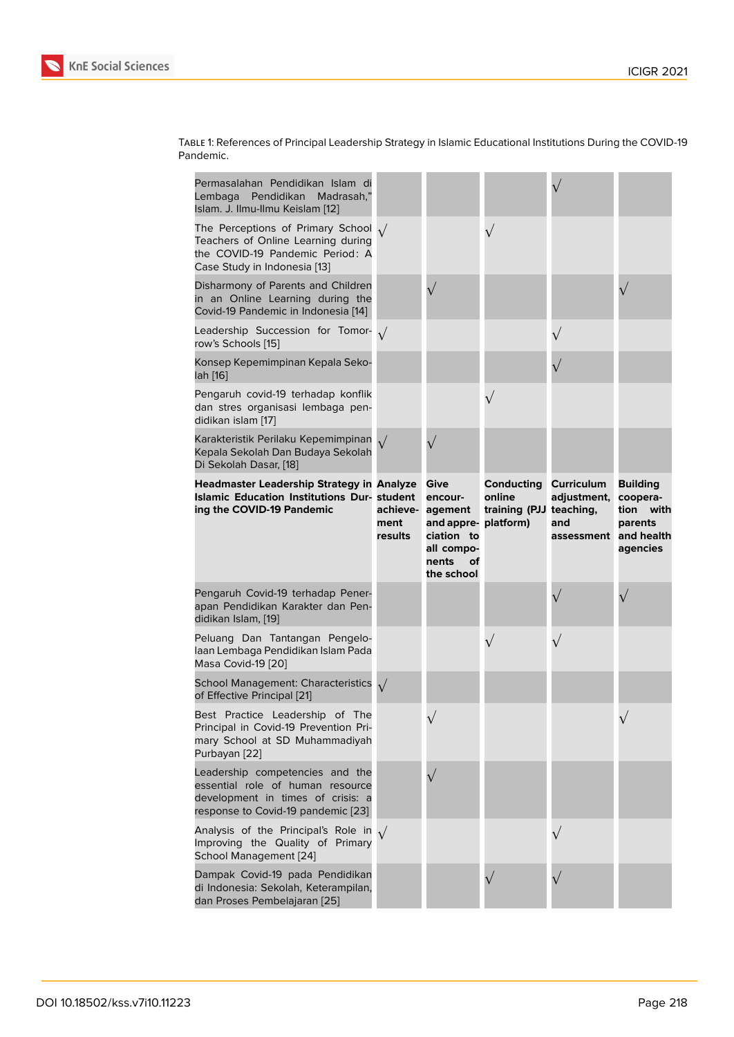Table 1: References of Principal Leadership Strategy in Islamic Educational Institutions During the COVID-19 Pandemic.

| Permasalahan Pendidikan Islam di Lembaga Pendidikan Madrasah," Islam. J. Ilmu-Ilmu Keislam [12] | | | | √ | |
|---|---|---|---|---|---|
| The Perceptions of Primary School Teachers of Online Learning during the COVID-19 Pandemic Period: A Case Study in Indonesia [13] | √ | | √ | | |
| Disharmony of Parents and Children in an Online Learning during the Covid-19 Pandemic in Indonesia [14] | | √ | | | √ |
| Leadership Succession for Tomorrow's Schools [15] | √ | | | √ | |
| Konsep Kepemimpinan Kepala Sekolah [16] | | | | √ | |
| Pengaruh covid-19 terhadap konflik dan stres organisasi lembaga pendidikan islam [17] | | | √ | | |
| Karakteristik Perilaku Kepemimpinan Kepala Sekolah Dan Budaya Sekolah Di Sekolah Dasar, [18] | √ | √ | | | |
| **Headmaster Leadership Strategy in Islamic Education Institutions During the COVID-19 Pandemic** | **Analyze student achievement results** | **Give encouragement and appreciation to all components of the school** | **Conducting online training (PJJ platform)** | **Curriculum adjustment, teaching, and assessment** | **Building cooperation with parents and health agencies** |
| Pengaruh Covid-19 terhadap Penerapan Pendidikan Karakter dan Pendidikan Islam, [19] | | | | √ | √ |
| Peluang Dan Tantangan Pengelolaan Lembaga Pendidikan Islam Pada Masa Covid-19 [20] | | | √ | √ | |
| School Management: Characteristics of Effective Principal [21] | √ | | | | |
| Best Practice Leadership of The Principal in Covid-19 Prevention Primary School at SD Muhammadiyah Purbayan [22] | | √ | | | √ |
| Leadership competencies and the essential role of human resource development in times of crisis: a response to Covid-19 pandemic [23] | | √ | | | |
| Analysis of the Principal's Role in Improving the Quality of Primary School Management [24] | √ | | | √ | |
| Dampak Covid-19 pada Pendidikan di Indonesia: Sekolah, Keterampilan, dan Proses Pembelajaran [25] | | | √ | √ | |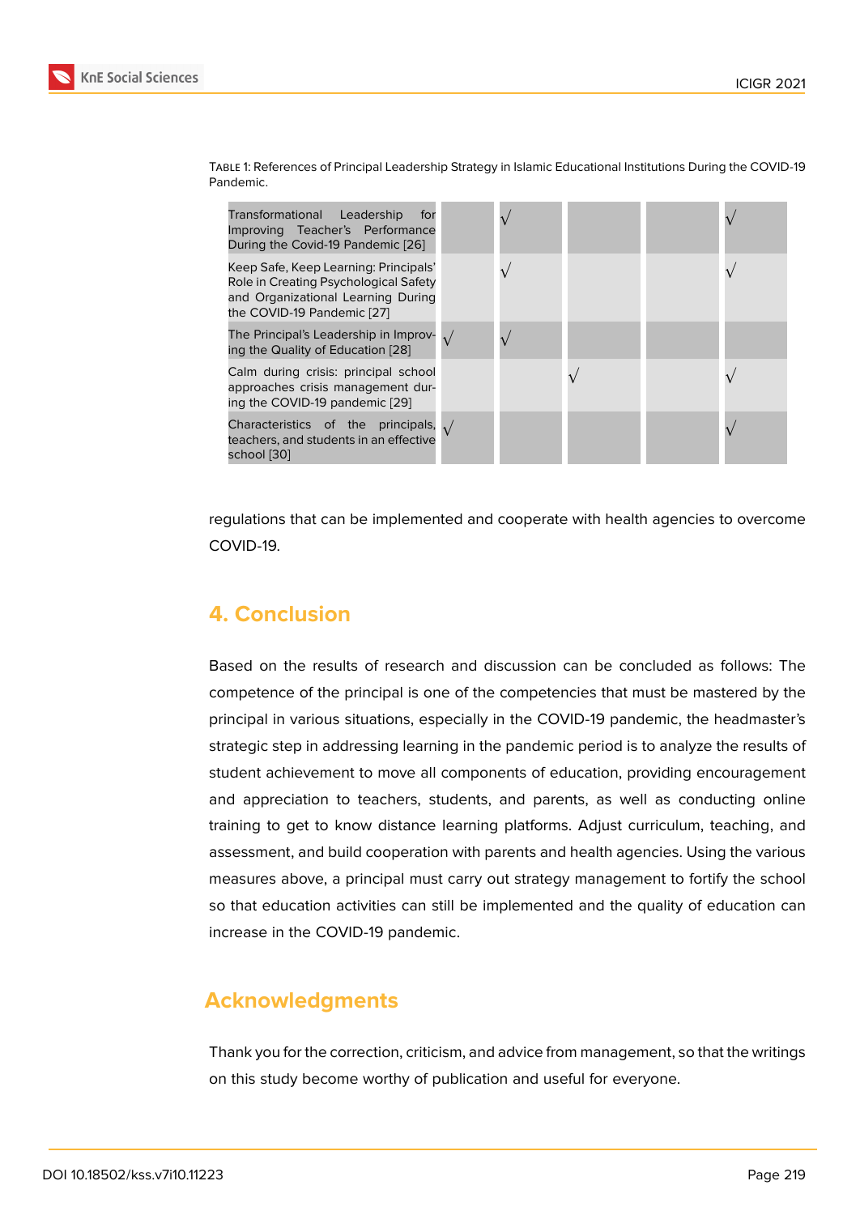Table 1: References of Principal Leadership Strategy in Islamic Educational Institutions During the COVID-19 Pandemic.

| | | | | | |
|---|---|---|---|---|---|
| Transformational Leadership for Improving Teacher's Performance During the Covid-19 Pandemic [26] | | √ | | | √ |
| Keep Safe, Keep Learning: Principals' Role in Creating Psychological Safety and Organizational Learning During the COVID-19 Pandemic [27] | | √ | | | √ |
| The Principal's Leadership in Improving the Quality of Education [28] | √ | √ | | | |
| Calm during crisis: principal school approaches crisis management during the COVID-19 pandemic [29] | | | √ | | √ |
| Characteristics of the principals, teachers, and students in an effective school [30] | √ | | | | √ |

regulations that can be implemented and cooperate with health agencies to overcome COVID-19.

## 4. Conclusion

Based on the results of research and discussion can be concluded as follows: The competence of the principal is one of the competencies that must be mastered by the principal in various situations, especially in the COVID-19 pandemic, the headmaster's strategic step in addressing learning in the pandemic period is to analyze the results of student achievement to move all components of education, providing encouragement and appreciation to teachers, students, and parents, as well as conducting online training to get to know distance learning platforms. Adjust curriculum, teaching, and assessment, and build cooperation with parents and health agencies. Using the various measures above, a principal must carry out strategy management to fortify the school so that education activities can still be implemented and the quality of education can increase in the COVID-19 pandemic.

## Acknowledgments

Thank you for the correction, criticism, and advice from management, so that the writings on this study become worthy of publication and useful for everyone.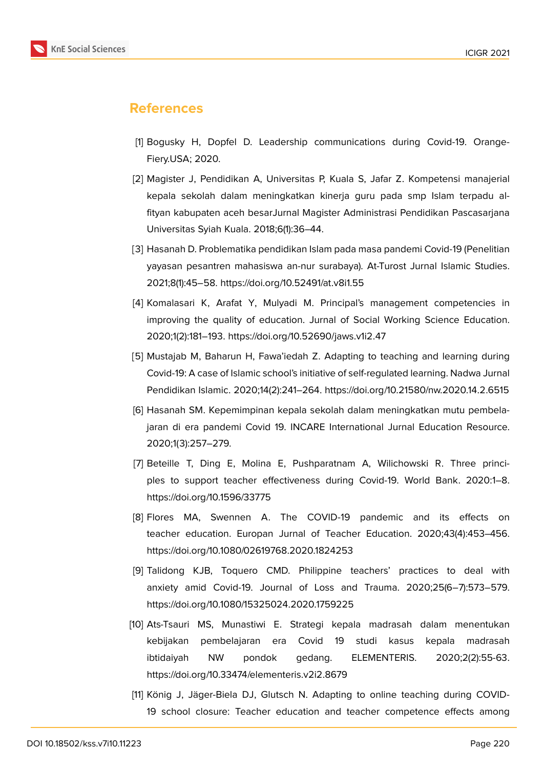## References

[1] Bogusky H, Dopfel D. Leadership communications during Covid-19. Orange-Fiery.USA; 2020.

[2] Magister J, Pendidikan A, Universitas P, Kuala S, Jafar Z. Kompetensi manajerial kepala sekolah dalam meningkatkan kinerja guru pada smp Islam terpadu al-fityan kabupaten aceh besarJurnal Magister Administrasi Pendidikan Pascasarjana Universitas Syiah Kuala. 2018;6(1):36–44.

[3] Hasanah D. Problematika pendidikan Islam pada masa pandemi Covid-19 (Penelitian yayasan pesantren mahasiswa an-nur surabaya). At-Turost Jurnal Islamic Studies. 2021;8(1):45–58. https://doi.org/10.52491/at.v8i1.55

[4] Komalasari K, Arafat Y, Mulyadi M. Principal's management competencies in improving the quality of education. Jurnal of Social Working Science Education. 2020;1(2):181–193. https://doi.org/10.52690/jaws.v1i2.47

[5] Mustajab M, Baharun H, Fawa'iedah Z. Adapting to teaching and learning during Covid-19: A case of Islamic school's initiative of self-regulated learning. Nadwa Jurnal Pendidikan Islamic. 2020;14(2):241–264. https://doi.org/10.21580/nw.2020.14.2.6515

[6] Hasanah SM. Kepemimpinan kepala sekolah dalam meningkatkan mutu pembelajaran di era pandemi Covid 19. INCARE International Jurnal Education Resource. 2020;1(3):257–279.

[7] Beteille T, Ding E, Molina E, Pushparatnam A, Wilichowski R. Three principles to support teacher effectiveness during Covid-19. World Bank. 2020:1–8. https://doi.org/10.1596/33775

[8] Flores MA, Swennen A. The COVID-19 pandemic and its effects on teacher education. Europan Jurnal of Teacher Education. 2020;43(4):453–456. https://doi.org/10.1080/02619768.2020.1824253

[9] Talidong KJB, Toquero CMD. Philippine teachers' practices to deal with anxiety amid Covid-19. Journal of Loss and Trauma. 2020;25(6–7):573–579. https://doi.org/10.1080/15325024.2020.1759225

[10] Ats-Tsauri MS, Munastiwi E. Strategi kepala madrasah dalam menentukan kebijakan pembelajaran era Covid 19 studi kasus kepala madrasah ibtidaiyah NW pondok gedang. ELEMENTERIS. 2020;2(2):55-63. https://doi.org/10.33474/elementeris.v2i2.8679

[11] König J, Jäger-Biela DJ, Glutsch N. Adapting to online teaching during COVID-19 school closure: Teacher education and teacher competence effects among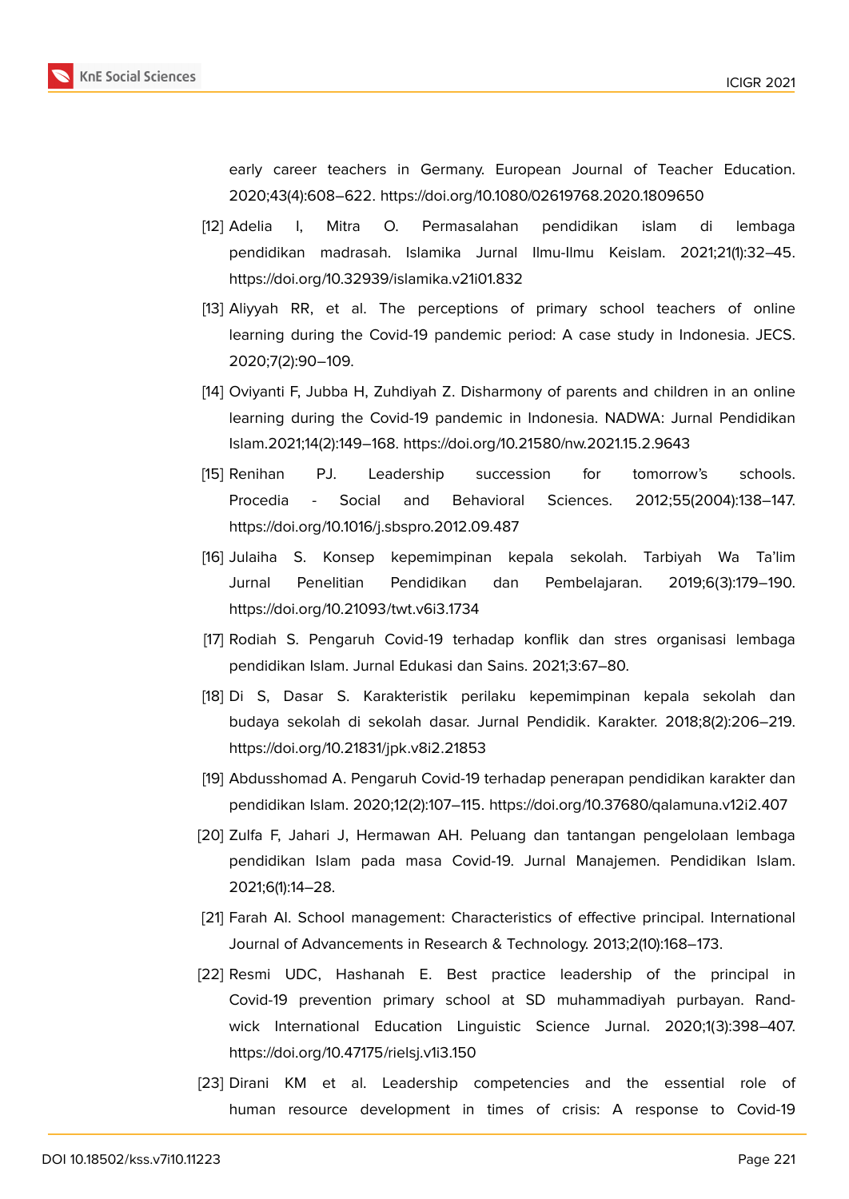early career teachers in Germany. European Journal of Teacher Education. 2020;43(4):608–622. https://doi.org/10.1080/02619768.2020.1809650

[12] Adelia I, Mitra O. Permasalahan pendidikan islam di lembaga pendidikan madrasah. Islamika Jurnal Ilmu-Ilmu Keislam. 2021;21(1):32–45. https://doi.org/10.32939/islamika.v21i01.832

[13] Aliyyah RR, et al. The perceptions of primary school teachers of online learning during the Covid-19 pandemic period: A case study in Indonesia. JECS. 2020;7(2):90–109.

[14] Oviyanti F, Jubba H, Zuhdiyah Z. Disharmony of parents and children in an online learning during the Covid-19 pandemic in Indonesia. NADWA: Jurnal Pendidikan Islam.2021;14(2):149–168. https://doi.org/10.21580/nw.2021.15.2.9643

[15] Renihan PJ. Leadership succession for tomorrow's schools. Procedia - Social and Behavioral Sciences. 2012;55(2004):138–147. https://doi.org/10.1016/j.sbspro.2012.09.487

[16] Julaiha S. Konsep kepemimpinan kepala sekolah. Tarbiyah Wa Ta'lim Jurnal Penelitian Pendidikan dan Pembelajaran. 2019;6(3):179–190. https://doi.org/10.21093/twt.v6i3.1734

[17] Rodiah S. Pengaruh Covid-19 terhadap konflik dan stres organisasi lembaga pendidikan Islam. Jurnal Edukasi dan Sains. 2021;3:67–80.

[18] Di S, Dasar S. Karakteristik perilaku kepemimpinan kepala sekolah dan budaya sekolah di sekolah dasar. Jurnal Pendidik. Karakter. 2018;8(2):206–219. https://doi.org/10.21831/jpk.v8i2.21853

[19] Abdusshomad A. Pengaruh Covid-19 terhadap penerapan pendidikan karakter dan pendidikan Islam. 2020;12(2):107–115. https://doi.org/10.37680/qalamuna.v12i2.407

[20] Zulfa F, Jahari J, Hermawan AH. Peluang dan tantangan pengelolaan lembaga pendidikan Islam pada masa Covid-19. Jurnal Manajemen. Pendidikan Islam. 2021;6(1):14–28.

[21] Farah AI. School management: Characteristics of effective principal. International Journal of Advancements in Research & Technology. 2013;2(10):168–173.

[22] Resmi UDC, Hashanah E. Best practice leadership of the principal in Covid-19 prevention primary school at SD muhammadiyah purbayan. Randwick International Education Linguistic Science Jurnal. 2020;1(3):398–407. https://doi.org/10.47175/rielsj.v1i3.150

[23] Dirani KM et al. Leadership competencies and the essential role of human resource development in times of crisis: A response to Covid-19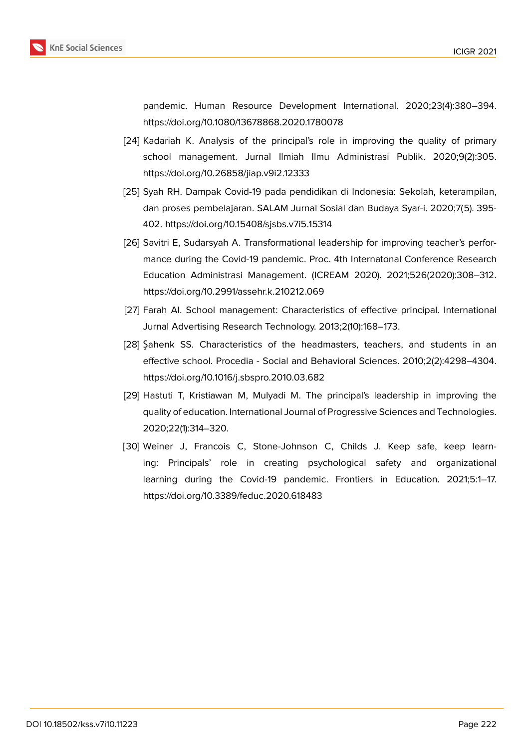pandemic. Human Resource Development International. 2020;23(4):380–394. https://doi.org/10.1080/13678868.2020.1780078

[24] Kadariah K. Analysis of the principal's role in improving the quality of primary school management. Jurnal Ilmiah Ilmu Administrasi Publik. 2020;9(2):305. https://doi.org/10.26858/jiap.v9i2.12333

[25] Syah RH. Dampak Covid-19 pada pendidikan di Indonesia: Sekolah, keterampilan, dan proses pembelajaran. SALAM Jurnal Sosial dan Budaya Syar-i. 2020;7(5). 395-402. https://doi.org/10.15408/sjsbs.v7i5.15314

[26] Savitri E, Sudarsyah A. Transformational leadership for improving teacher's performance during the Covid-19 pandemic. Proc. 4th Internatonal Conference Research Education Administrasi Management. (ICREAM 2020). 2021;526(2020):308–312. https://doi.org/10.2991/assehr.k.210212.069

[27] Farah AI. School management: Characteristics of effective principal. International Jurnal Advertising Research Technology. 2013;2(10):168–173.

[28] Şahenk SS. Characteristics of the headmasters, teachers, and students in an effective school. Procedia - Social and Behavioral Sciences. 2010;2(2):4298–4304. https://doi.org/10.1016/j.sbspro.2010.03.682

[29] Hastuti T, Kristiawan M, Mulyadi M. The principal's leadership in improving the quality of education. International Journal of Progressive Sciences and Technologies. 2020;22(1):314–320.

[30] Weiner J, Francois C, Stone-Johnson C, Childs J. Keep safe, keep learning: Principals' role in creating psychological safety and organizational learning during the Covid-19 pandemic. Frontiers in Education. 2021;5:1–17. https://doi.org/10.3389/feduc.2020.618483